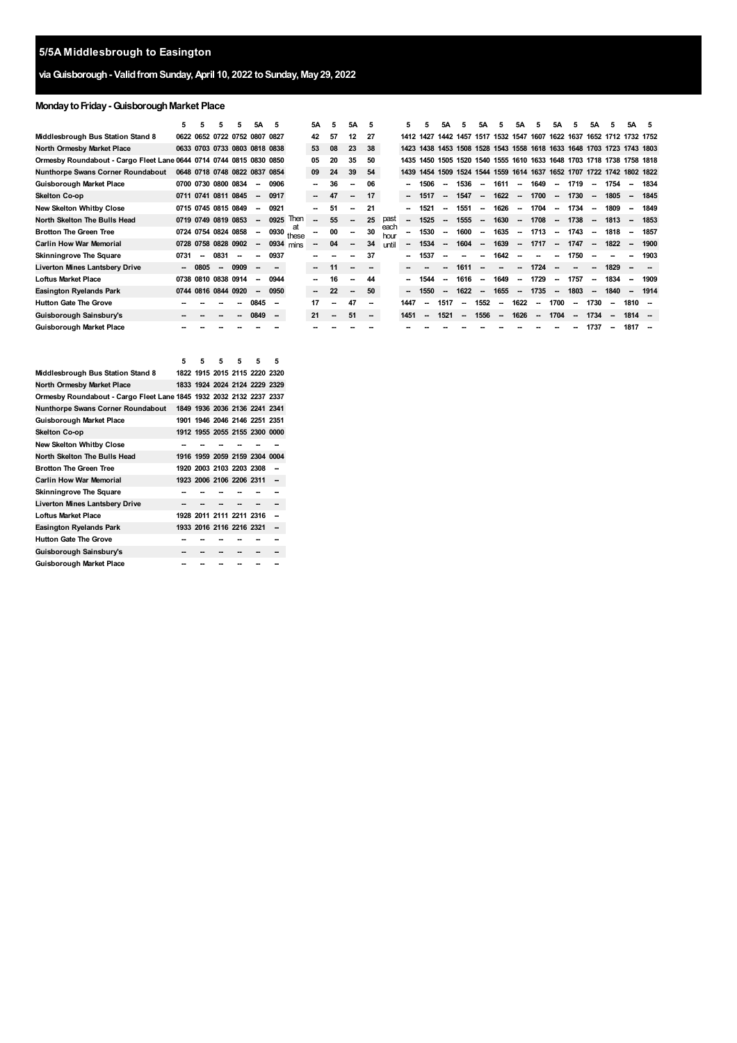## 5/5A Middlesbrough to Easington

### via Guisborough - Valid from Sunday, April 10, 2022 to Sunday, May 29, 2022

#### Monday to Friday - Guisborough Market Place

| | 5 | 5 | 5 | 5 | 5A | 5 | | 5A | 5 | 5A | 5 | | 5 | 5 | 5A | 5 | 5A | 5 | 5A | 5 | 5A | 5 | 5A | 5 | 5A | 5 |
|---|---|---|---|---|---|---|---|---|---|---|---|---|---|---|---|---|---|---|---|---|---|---|---|---|---|---|
| Middlesbrough Bus Station Stand 8 | 0622 | 0652 | 0722 | 0752 | 0807 | 0827 | | 42 | 57 | 12 | 27 | | 1412 | 1427 | 1442 | 1457 | 1517 | 1532 | 1547 | 1607 | 1622 | 1637 | 1652 | 1712 | 1732 | 1752 |
| North Ormesby Market Place | 0633 | 0703 | 0733 | 0803 | 0818 | 0838 | | 53 | 08 | 23 | 38 | | 1423 | 1438 | 1453 | 1508 | 1528 | 1543 | 1558 | 1618 | 1633 | 1648 | 1703 | 1723 | 1743 | 1803 |
| Ormesby Roundabout - Cargo Fleet Lane | 0644 | 0714 | 0744 | 0815 | 0830 | 0850 | | 05 | 20 | 35 | 50 | | 1435 | 1450 | 1505 | 1520 | 1540 | 1555 | 1610 | 1633 | 1648 | 1703 | 1718 | 1738 | 1758 | 1818 |
| Nunthorpe Swans Corner Roundabout | 0648 | 0718 | 0748 | 0822 | 0837 | 0854 | | 09 | 24 | 39 | 54 | | 1439 | 1454 | 1509 | 1524 | 1544 | 1559 | 1614 | 1637 | 1652 | 1707 | 1722 | 1742 | 1802 | 1822 |
| Guisborough Market Place | 0700 | 0730 | 0800 | 0834 | -- | 0906 | | -- | 36 | -- | 06 | | -- | 1506 | -- | 1536 | -- | 1611 | -- | 1649 | -- | 1719 | -- | 1754 | -- | 1834 |
| Skelton Co-op | 0711 | 0741 | 0811 | 0845 | -- | 0917 | | -- | 47 | -- | 17 | | -- | 1517 | -- | 1547 | -- | 1622 | -- | 1700 | -- | 1730 | -- | 1805 | -- | 1845 |
| New Skelton Whitby Close | 0715 | 0745 | 0815 | 0849 | -- | 0921 | | -- | 51 | -- | 21 | | -- | 1521 | -- | 1551 | -- | 1626 | -- | 1704 | -- | 1734 | -- | 1809 | -- | 1849 |
| North Skelton The Bulls Head | 0719 | 0749 | 0819 | 0853 | -- | 0925 | Then | -- | 55 | -- | 25 | past | -- | 1525 | -- | 1555 | -- | 1630 | -- | 1708 | -- | 1738 | -- | 1813 | -- | 1853 |
| Brotton The Green Tree | 0724 | 0754 | 0824 | 0858 | -- | 0930 | at these | -- | 00 | -- | 30 | each hour | -- | 1530 | -- | 1600 | -- | 1635 | -- | 1713 | -- | 1743 | -- | 1818 | -- | 1857 |
| Carlin How War Memorial | 0728 | 0758 | 0828 | 0902 | -- | 0934 | mins | -- | 04 | -- | 34 | until | -- | 1534 | -- | 1604 | -- | 1639 | -- | 1717 | -- | 1747 | -- | 1822 | -- | 1900 |
| Skinningrove The Square | 0731 | -- | 0831 | -- | -- | 0937 | | -- | -- | -- | 37 | | -- | 1537 | -- | -- | -- | 1642 | -- | -- | -- | 1750 | -- | -- | -- | 1903 |
| Liverton Mines Lantsbery Drive | -- | 0805 | -- | 0909 | -- | -- | | -- | 11 | -- | -- | | -- | -- | -- | 1611 | -- | -- | -- | -- | 1724 | -- | -- | -- | 1829 | -- |
| Loftus Market Place | 0738 | 0810 | 0838 | 0914 | -- | 0944 | | -- | 16 | -- | 44 | | -- | 1544 | -- | 1616 | -- | 1649 | -- | 1729 | -- | 1757 | -- | 1834 | -- | 1909 |
| Easington Ryelands Park | 0744 | 0816 | 0844 | 0920 | -- | 0950 | | -- | 22 | -- | 50 | | -- | 1550 | -- | 1622 | -- | 1655 | -- | 1735 | -- | 1803 | -- | 1840 | -- | 1914 |
| Hutton Gate The Grove | -- | -- | -- | -- | 0845 | -- | | 17 | -- | 47 | -- | | 1447 | -- | 1517 | -- | 1552 | -- | 1622 | -- | 1700 | -- | 1730 | -- | 1810 | -- |
| Guisborough Sainsbury's | -- | -- | -- | -- | 0849 | -- | | 21 | -- | 51 | -- | | 1451 | -- | 1521 | -- | 1556 | -- | 1626 | -- | 1704 | -- | 1734 | -- | 1814 | -- |
| Guisborough Market Place | -- | -- | -- | -- | -- | -- | | -- | -- | -- | -- | | -- | -- | -- | -- | -- | -- | -- | -- | -- | -- | 1737 | -- | 1817 | -- |

| | 5 | 5 | 5 | 5 | 5 | 5 |
|---|---|---|---|---|---|---|
| Middlesbrough Bus Station Stand 8 | 1822 | 1915 | 2015 | 2115 | 2220 | 2320 |
| North Ormesby Market Place | 1833 | 1924 | 2024 | 2124 | 2229 | 2329 |
| Ormesby Roundabout - Cargo Fleet Lane | 1845 | 1932 | 2032 | 2132 | 2237 | 2337 |
| Nunthorpe Swans Corner Roundabout | 1849 | 1936 | 2036 | 2136 | 2241 | 2341 |
| Guisborough Market Place | 1901 | 1946 | 2046 | 2146 | 2251 | 2351 |
| Skelton Co-op | 1912 | 1955 | 2055 | 2155 | 2300 | 0000 |
| New Skelton Whitby Close | -- | -- | -- | -- | -- | -- |
| North Skelton The Bulls Head | 1916 | 1959 | 2059 | 2159 | 2304 | 0004 |
| Brotton The Green Tree | 1920 | 2003 | 2103 | 2203 | 2308 | -- |
| Carlin How War Memorial | 1923 | 2006 | 2106 | 2206 | 2311 | -- |
| Skinningrove The Square | -- | -- | -- | -- | -- | -- |
| Liverton Mines Lantsbery Drive | -- | -- | -- | -- | -- | -- |
| Loftus Market Place | 1928 | 2011 | 2111 | 2211 | 2316 | -- |
| Easington Ryelands Park | 1933 | 2016 | 2116 | 2216 | 2321 | -- |
| Hutton Gate The Grove | -- | -- | -- | -- | -- | -- |
| Guisborough Sainsbury's | -- | -- | -- | -- | -- | -- |
| Guisborough Market Place | -- | -- | -- | -- | -- | -- |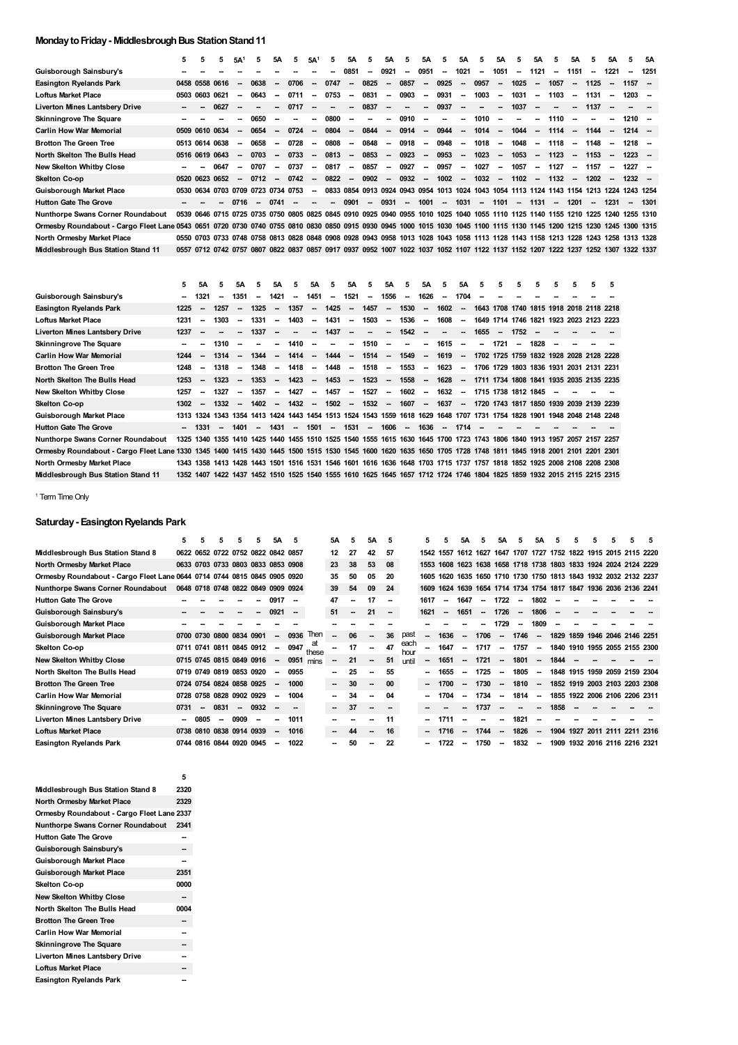## Monday to Friday - Middlesbrough Bus Station Stand 11

| | 5 | 5 | 5 | 5A[1] | 5 | 5A | 5 | 5A[1] | 5 | 5A | 5 | 5A | 5 | 5A | 5 | 5A | 5 | 5A | 5 | 5A | 5 | 5A | 5 | 5A | 5 | 5A |
|---|---|---|---|---|---|---|---|---|---|---|---|---|---|---|---|---|---|---|---|---|---|---|---|---|---|---|
| Guisborough Sainsbury's | -- | -- | -- | -- | -- | -- | -- | -- | -- | 0851 | -- | 0921 | -- | 0951 | -- | 1021 | -- | 1051 | -- | 1121 | -- | 1151 | -- | 1221 | -- | 1251 |
| Easington Ryelands Park | 0458 | 0558 | 0616 | -- | 0638 | -- | 0706 | -- | 0747 | -- | 0825 | -- | 0857 | -- | 0925 | -- | 0957 | -- | 1025 | -- | 1057 | -- | 1125 | -- | 1157 | -- |
| Loftus Market Place | 0503 | 0603 | 0621 | -- | 0643 | -- | 0711 | -- | 0753 | -- | 0831 | -- | 0903 | -- | 0931 | -- | 1003 | -- | 1031 | -- | 1103 | -- | 1131 | -- | 1203 | -- |
| Liverton Mines Lantsbery Drive | -- | -- | 0627 | -- | -- | -- | 0717 | -- | -- | -- | 0837 | -- | -- | -- | 0937 | -- | -- | -- | 1037 | -- | -- | -- | 1137 | -- | -- | -- |
| Skinningrove The Square | -- | -- | -- | -- | 0650 | -- | -- | -- | 0800 | -- | -- | -- | 0910 | -- | -- | -- | 1010 | -- | -- | -- | 1110 | -- | -- | -- | 1210 | -- |
| Carlin How War Memorial | 0509 | 0610 | 0634 | -- | 0654 | -- | 0724 | -- | 0804 | -- | 0844 | -- | 0914 | -- | 0944 | -- | 1014 | -- | 1044 | -- | 1114 | -- | 1144 | -- | 1214 | -- |
| Brotton The Green Tree | 0513 | 0614 | 0638 | -- | 0658 | -- | 0728 | -- | 0808 | -- | 0848 | -- | 0918 | -- | 0948 | -- | 1018 | -- | 1048 | -- | 1118 | -- | 1148 | -- | 1218 | -- |
| North Skelton The Bulls Head | 0516 | 0619 | 0643 | -- | 0703 | -- | 0733 | -- | 0813 | -- | 0853 | -- | 0923 | -- | 0953 | -- | 1023 | -- | 1053 | -- | 1123 | -- | 1153 | -- | 1223 | -- |
| New Skelton Whitby Close | -- | -- | 0647 | -- | 0707 | -- | 0737 | -- | 0817 | -- | 0857 | -- | 0927 | -- | 0957 | -- | 1027 | -- | 1057 | -- | 1127 | -- | 1157 | -- | 1227 | -- |
| Skelton Co-op | 0520 | 0623 | 0652 | -- | 0712 | -- | 0742 | -- | 0822 | -- | 0902 | -- | 0932 | -- | 1002 | -- | 1032 | -- | 1102 | -- | 1132 | -- | 1202 | -- | 1232 | -- |
| Guisborough Market Place | 0530 | 0634 | 0703 | 0709 | 0723 | 0734 | 0753 | -- | 0833 | 0854 | 0913 | 0924 | 0943 | 0954 | 1013 | 1024 | 1043 | 1054 | 1113 | 1124 | 1143 | 1154 | 1213 | 1224 | 1243 | 1254 |
| Hutton Gate The Grove | -- | -- | -- | 0716 | -- | 0741 | -- | -- | -- | 0901 | -- | 0931 | -- | 1001 | -- | 1031 | -- | 1101 | -- | 1131 | -- | 1201 | -- | 1231 | -- | 1301 |
| Nunthorpe Swans Corner Roundabout | 0539 | 0646 | 0715 | 0725 | 0735 | 0750 | 0805 | 0825 | 0845 | 0910 | 0925 | 0940 | 0955 | 1010 | 1025 | 1040 | 1055 | 1110 | 1125 | 1140 | 1155 | 1210 | 1225 | 1240 | 1255 | 1310 |
| Ormesby Roundabout - Cargo Fleet Lane | 0543 | 0651 | 0720 | 0730 | 0740 | 0755 | 0810 | 0830 | 0850 | 0915 | 0930 | 0945 | 1000 | 1015 | 1030 | 1045 | 1100 | 1115 | 1130 | 1145 | 1200 | 1215 | 1230 | 1245 | 1300 | 1315 |
| North Ormesby Market Place | 0550 | 0703 | 0733 | 0748 | 0758 | 0813 | 0828 | 0848 | 0908 | 0928 | 0943 | 0958 | 1013 | 1028 | 1043 | 1058 | 1113 | 1128 | 1143 | 1158 | 1213 | 1228 | 1243 | 1258 | 1313 | 1328 |
| Middlesbrough Bus Station Stand 11 | 0557 | 0712 | 0742 | 0757 | 0807 | 0822 | 0837 | 0857 | 0917 | 0937 | 0952 | 1007 | 1022 | 1037 | 1052 | 1107 | 1122 | 1137 | 1152 | 1207 | 1222 | 1237 | 1252 | 1307 | 1322 | 1337 |

| | 5 | 5A | 5 | 5A | 5 | 5A | 5 | 5A | 5 | 5A | 5 | 5A | 5 | 5A | 5 | 5A | 5 | 5 | 5 | 5 | 5 | 5 | 5 | 5 |
|---|---|---|---|---|---|---|---|---|---|---|---|---|---|---|---|---|---|---|---|---|---|---|---|---|
| Guisborough Sainsbury's | -- | 1321 | -- | 1351 | -- | 1421 | -- | 1451 | -- | 1521 | -- | 1556 | -- | 1626 | -- | 1704 | -- | -- | -- | -- | -- | -- | -- | -- |
| Easington Ryelands Park | 1225 | -- | 1257 | -- | 1325 | -- | 1357 | -- | 1425 | -- | 1457 | -- | 1530 | -- | 1602 | -- | 1643 | 1708 | 1740 | 1815 | 1918 | 2018 | 2118 | 2218 |
| Loftus Market Place | 1231 | -- | 1303 | -- | 1331 | -- | 1403 | -- | 1431 | -- | 1503 | -- | 1536 | -- | 1608 | -- | 1649 | 1714 | 1746 | 1821 | 1923 | 2023 | 2123 | 2223 |
| Liverton Mines Lantsbery Drive | 1237 | -- | -- | -- | 1337 | -- | -- | -- | 1437 | -- | -- | -- | 1542 | -- | -- | -- | 1655 | -- | 1752 | -- | -- | -- | -- | -- |
| Skinningrove The Square | -- | -- | 1310 | -- | -- | -- | 1410 | -- | -- | -- | 1510 | -- | -- | -- | 1615 | -- | -- | 1721 | -- | 1828 | -- | -- | -- | -- |
| Carlin How War Memorial | 1244 | -- | 1314 | -- | 1344 | -- | 1414 | -- | 1444 | -- | 1514 | -- | 1549 | -- | 1619 | -- | 1702 | 1725 | 1759 | 1832 | 1928 | 2028 | 2128 | 2228 |
| Brotton The Green Tree | 1248 | -- | 1318 | -- | 1348 | -- | 1418 | -- | 1448 | -- | 1518 | -- | 1553 | -- | 1623 | -- | 1706 | 1729 | 1803 | 1836 | 1931 | 2031 | 2131 | 2231 |
| North Skelton The Bulls Head | 1253 | -- | 1323 | -- | 1353 | -- | 1423 | -- | 1453 | -- | 1523 | -- | 1558 | -- | 1628 | -- | 1711 | 1734 | 1808 | 1841 | 1935 | 2035 | 2135 | 2235 |
| New Skelton Whitby Close | 1257 | -- | 1327 | -- | 1357 | -- | 1427 | -- | 1457 | -- | 1527 | -- | 1602 | -- | 1632 | -- | 1715 | 1738 | 1812 | 1845 | -- | -- | -- | -- |
| Skelton Co-op | 1302 | -- | 1332 | -- | 1402 | -- | 1432 | -- | 1502 | -- | 1532 | -- | 1607 | -- | 1637 | -- | 1720 | 1743 | 1817 | 1850 | 1939 | 2039 | 2139 | 2239 |
| Guisborough Market Place | 1313 | 1324 | 1343 | 1354 | 1413 | 1424 | 1443 | 1454 | 1513 | 1524 | 1543 | 1559 | 1618 | 1629 | 1648 | 1707 | 1731 | 1754 | 1828 | 1901 | 1948 | 2048 | 2148 | 2248 |
| Hutton Gate The Grove | -- | 1331 | -- | 1401 | -- | 1431 | -- | 1501 | -- | 1531 | -- | 1606 | -- | 1636 | -- | 1714 | -- | -- | -- | -- | -- | -- | -- | -- |
| Nunthorpe Swans Corner Roundabout | 1325 | 1340 | 1355 | 1410 | 1425 | 1440 | 1455 | 1510 | 1525 | 1540 | 1555 | 1615 | 1630 | 1645 | 1700 | 1723 | 1743 | 1806 | 1840 | 1913 | 1957 | 2057 | 2157 | 2257 |
| Ormesby Roundabout - Cargo Fleet Lane | 1330 | 1345 | 1400 | 1415 | 1430 | 1445 | 1500 | 1515 | 1530 | 1545 | 1600 | 1620 | 1635 | 1650 | 1705 | 1728 | 1748 | 1811 | 1845 | 1918 | 2001 | 2101 | 2201 | 2301 |
| North Ormesby Market Place | 1343 | 1358 | 1413 | 1428 | 1443 | 1501 | 1516 | 1531 | 1546 | 1601 | 1616 | 1636 | 1648 | 1703 | 1715 | 1737 | 1757 | 1818 | 1852 | 1925 | 2008 | 2108 | 2208 | 2308 |
| Middlesbrough Bus Station Stand 11 | 1352 | 1407 | 1422 | 1437 | 1452 | 1510 | 1525 | 1540 | 1555 | 1610 | 1625 | 1645 | 1657 | 1712 | 1724 | 1746 | 1804 | 1825 | 1859 | 1932 | 2015 | 2115 | 2215 | 2315 |

[1] Term Time Only

## Saturday - Easington Ryelands Park

| | 5 | 5 | 5 | 5 | 5 | 5A | 5 | | 5A | 5 | 5A | 5 | | 5 | 5 | 5A | 5 | 5A | 5 | 5A | 5 | 5 | 5 | 5 | 5 | 5 |
|---|---|---|---|---|---|---|---|---|---|---|---|---|---|---|---|---|---|---|---|---|---|---|---|---|---|---|
| Middlesbrough Bus Station Stand 8 | 0622 | 0652 | 0722 | 0752 | 0822 | 0842 | 0857 | Then at these mins | 12 | 27 | 42 | 57 | past each hour until | 1542 | 1557 | 1612 | 1627 | 1647 | 1707 | 1727 | 1752 | 1822 | 1915 | 2015 | 2115 | 2220 |
| North Ormesby Market Place | 0633 | 0703 | 0733 | 0803 | 0833 | 0853 | 0908 | | 23 | 38 | 53 | 08 | | 1553 | 1608 | 1623 | 1638 | 1658 | 1718 | 1738 | 1803 | 1833 | 1924 | 2024 | 2124 | 2229 |
| Ormesby Roundabout - Cargo Fleet Lane | 0644 | 0714 | 0744 | 0815 | 0845 | 0905 | 0920 | | 35 | 50 | 05 | 20 | | 1605 | 1620 | 1635 | 1650 | 1710 | 1730 | 1750 | 1813 | 1843 | 1932 | 2032 | 2132 | 2237 |
| Nunthorpe Swans Corner Roundabout | 0648 | 0718 | 0748 | 0822 | 0849 | 0909 | 0924 | | 39 | 54 | 09 | 24 | | 1609 | 1624 | 1639 | 1654 | 1714 | 1734 | 1754 | 1817 | 1847 | 1936 | 2036 | 2136 | 2241 |
| Hutton Gate The Grove | -- | -- | -- | -- | -- | 0917 | -- | | 47 | -- | 17 | -- | | 1617 | -- | 1647 | -- | 1722 | -- | 1802 | -- | -- | -- | -- | -- | -- |
| Guisborough Sainsbury's | -- | -- | -- | -- | -- | 0921 | -- | | 51 | -- | 21 | -- | | 1621 | -- | 1651 | -- | 1726 | -- | 1806 | -- | -- | -- | -- | -- | -- |
| Guisborough Market Place | -- | -- | -- | -- | -- | -- | -- | | -- | -- | -- | -- | | -- | -- | -- | -- | 1729 | -- | 1809 | -- | -- | -- | -- | -- | -- |
| Guisborough Market Place | 0700 | 0730 | 0800 | 0834 | 0901 | -- | 0936 | | -- | 06 | -- | 36 | | -- | 1636 | -- | 1706 | -- | 1746 | -- | 1829 | 1859 | 1946 | 2046 | 2146 | 2251 |
| Skelton Co-op | 0711 | 0741 | 0811 | 0845 | 0912 | -- | 0947 | | -- | 17 | -- | 47 | | -- | 1647 | -- | 1717 | -- | 1757 | -- | 1840 | 1910 | 1955 | 2055 | 2155 | 2300 |
| New Skelton Whitby Close | 0715 | 0745 | 0815 | 0849 | 0916 | -- | 0951 | | -- | 21 | -- | 51 | | -- | 1651 | -- | 1721 | -- | 1801 | -- | 1844 | -- | -- | -- | -- | -- |
| North Skelton The Bulls Head | 0719 | 0749 | 0819 | 0853 | 0920 | -- | 0955 | | -- | 25 | -- | 55 | | -- | 1655 | -- | 1725 | -- | 1805 | -- | 1848 | 1915 | 1959 | 2059 | 2159 | 2304 |
| Brotton The Green Tree | 0724 | 0754 | 0824 | 0858 | 0925 | -- | 1000 | | -- | 30 | -- | 00 | | -- | 1700 | -- | 1730 | -- | 1810 | -- | 1852 | 1919 | 2003 | 2103 | 2203 | 2308 |
| Carlin How War Memorial | 0728 | 0758 | 0828 | 0902 | 0929 | -- | 1004 | | -- | 34 | -- | 04 | | -- | 1704 | -- | 1734 | -- | 1814 | -- | 1855 | 1922 | 2006 | 2106 | 2206 | 2311 |
| Skinningrove The Square | 0731 | -- | 0831 | -- | 0932 | -- | -- | | -- | 37 | -- | -- | | -- | -- | -- | 1737 | -- | -- | -- | 1858 | -- | -- | -- | -- | -- |
| Liverton Mines Lantsbery Drive | -- | 0805 | -- | 0909 | -- | -- | 1011 | | -- | -- | -- | 11 | | -- | 1711 | -- | -- | -- | 1821 | -- | -- | -- | -- | -- | -- | -- |
| Loftus Market Place | 0738 | 0810 | 0838 | 0914 | 0939 | -- | 1016 | | -- | 44 | -- | 16 | | -- | 1716 | -- | 1744 | -- | 1826 | -- | 1904 | 1927 | 2011 | 2111 | 2211 | 2316 |
| Easington Ryelands Park | 0744 | 0816 | 0844 | 0920 | 0945 | -- | 1022 | | -- | 50 | -- | 22 | | -- | 1722 | -- | 1750 | -- | 1832 | -- | 1909 | 1932 | 2016 | 2116 | 2216 | 2321 |

| | 5 |
|---|---|
| Middlesbrough Bus Station Stand 8 | 2320 |
| North Ormesby Market Place | 2329 |
| Ormesby Roundabout - Cargo Fleet Lane | 2337 |
| Nunthorpe Swans Corner Roundabout | 2341 |
| Hutton Gate The Grove | -- |
| Guisborough Sainsbury's | -- |
| Guisborough Market Place | -- |
| Guisborough Market Place | 2351 |
| Skelton Co-op | 0000 |
| New Skelton Whitby Close | -- |
| North Skelton The Bulls Head | 0004 |
| Brotton The Green Tree | -- |
| Carlin How War Memorial | -- |
| Skinningrove The Square | -- |
| Liverton Mines Lantsbery Drive | -- |
| Loftus Market Place | -- |
| Easington Ryelands Park | -- |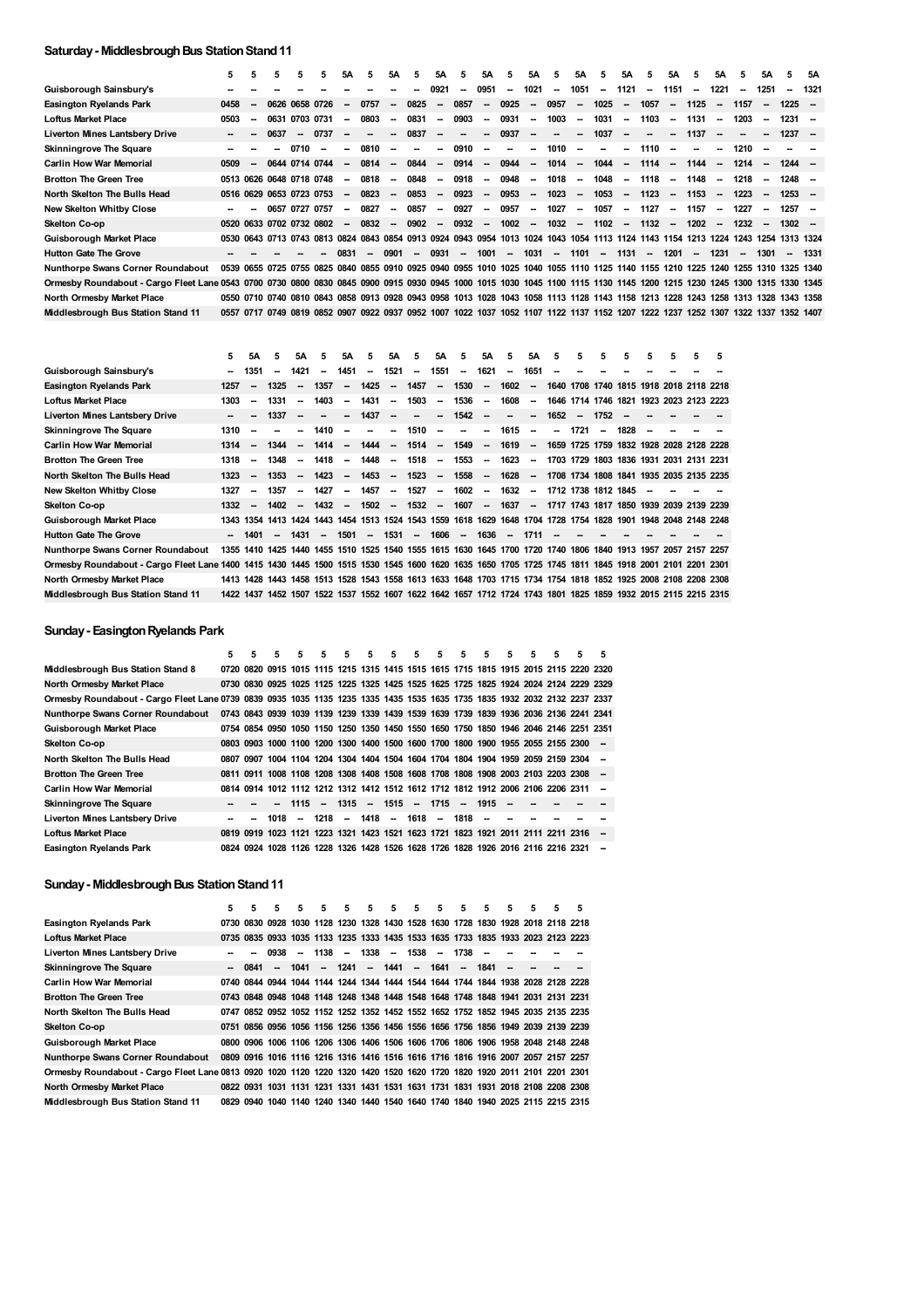## Saturday - Middlesbrough Bus Station Stand 11

| | 5 | 5 | 5 | 5 | 5 | 5A | 5 | 5A | 5 | 5A | 5 | 5A | 5 | 5A | 5 | 5A | 5 | 5A | 5 | 5A | 5 | 5A | 5 | 5A | 5 | 5A |
|---|---|---|---|---|---|---|---|---|---|---|---|---|---|---|---|---|---|---|---|---|---|---|---|---|---|---|
| Guisborough Sainsbury's | -- | -- | -- | -- | -- | -- | -- | -- | -- | 0921 | -- | 0951 | -- | 1021 | -- | 1051 | -- | 1121 | -- | 1151 | -- | 1221 | -- | 1251 | -- | 1321 |
| Easington Ryelands Park | 0458 | -- | 0626 | 0658 | 0726 | -- | 0757 | -- | 0825 | -- | 0857 | -- | 0925 | -- | 0957 | -- | 1025 | -- | 1057 | -- | 1125 | -- | 1157 | -- | 1225 | -- |
| Loftus Market Place | 0503 | -- | 0631 | 0703 | 0731 | -- | 0803 | -- | 0831 | -- | 0903 | -- | 0931 | -- | 1003 | -- | 1031 | -- | 1103 | -- | 1131 | -- | 1203 | -- | 1231 | -- |
| Liverton Mines Lantsbery Drive | -- | -- | 0637 | -- | 0737 | -- | -- | -- | 0837 | -- | -- | -- | 0937 | -- | -- | -- | 1037 | -- | -- | -- | 1137 | -- | -- | -- | 1237 | -- |
| Skinningrove The Square | -- | -- | -- | 0710 | -- | -- | 0810 | -- | -- | -- | 0910 | -- | -- | -- | 1010 | -- | -- | -- | 1110 | -- | -- | -- | 1210 | -- | -- | -- |
| Carlin How War Memorial | 0509 | -- | 0644 | 0714 | 0744 | -- | 0814 | -- | 0844 | -- | 0914 | -- | 0944 | -- | 1014 | -- | 1044 | -- | 1114 | -- | 1144 | -- | 1214 | -- | 1244 | -- |
| Brotton The Green Tree | 0513 | 0626 | 0648 | 0718 | 0748 | -- | 0818 | -- | 0848 | -- | 0918 | -- | 0948 | -- | 1018 | -- | 1048 | -- | 1118 | -- | 1148 | -- | 1218 | -- | 1248 | -- |
| North Skelton The Bulls Head | 0516 | 0629 | 0653 | 0723 | 0753 | -- | 0823 | -- | 0853 | -- | 0923 | -- | 0953 | -- | 1023 | -- | 1053 | -- | 1123 | -- | 1153 | -- | 1223 | -- | 1253 | -- |
| New Skelton Whitby Close | -- | -- | 0657 | 0727 | 0757 | -- | 0827 | -- | 0857 | -- | 0927 | -- | 0957 | -- | 1027 | -- | 1057 | -- | 1127 | -- | 1157 | -- | 1227 | -- | 1257 | -- |
| Skelton Co-op | 0520 | 0633 | 0702 | 0732 | 0802 | -- | 0832 | -- | 0902 | -- | 0932 | -- | 1002 | -- | 1032 | -- | 1102 | -- | 1132 | -- | 1202 | -- | 1232 | -- | 1302 | -- |
| Guisborough Market Place | 0530 | 0643 | 0713 | 0743 | 0813 | 0824 | 0843 | 0854 | 0913 | 0924 | 0943 | 0954 | 1013 | 1024 | 1043 | 1054 | 1113 | 1124 | 1143 | 1154 | 1213 | 1224 | 1243 | 1254 | 1313 | 1324 |
| Hutton Gate The Grove | -- | -- | -- | -- | -- | 0831 | -- | 0901 | -- | 0931 | -- | 1001 | -- | 1031 | -- | 1101 | -- | 1131 | -- | 1201 | -- | 1231 | -- | 1301 | -- | 1331 |
| Nunthorpe Swans Corner Roundabout | 0539 | 0655 | 0725 | 0755 | 0825 | 0840 | 0855 | 0910 | 0925 | 0940 | 0955 | 1010 | 1025 | 1040 | 1055 | 1110 | 1125 | 1140 | 1155 | 1210 | 1225 | 1240 | 1255 | 1310 | 1325 | 1340 |
| Ormesby Roundabout - Cargo Fleet Lane | 0543 | 0700 | 0730 | 0800 | 0830 | 0845 | 0900 | 0915 | 0930 | 0945 | 1000 | 1015 | 1030 | 1045 | 1100 | 1115 | 1130 | 1145 | 1200 | 1215 | 1230 | 1245 | 1300 | 1315 | 1330 | 1345 |
| North Ormesby Market Place | 0550 | 0710 | 0740 | 0810 | 0843 | 0858 | 0913 | 0928 | 0943 | 0958 | 1013 | 1028 | 1043 | 1058 | 1113 | 1128 | 1143 | 1158 | 1213 | 1228 | 1243 | 1258 | 1313 | 1328 | 1343 | 1358 |
| Middlesbrough Bus Station Stand 11 | 0557 | 0717 | 0749 | 0819 | 0852 | 0907 | 0922 | 0937 | 0952 | 1007 | 1022 | 1037 | 1052 | 1107 | 1122 | 1137 | 1152 | 1207 | 1222 | 1237 | 1252 | 1307 | 1322 | 1337 | 1352 | 1407 |

| | 5 | 5A | 5 | 5A | 5 | 5A | 5 | 5A | 5 | 5A | 5 | 5A | 5 | 5A | 5 | 5 | 5 | 5 | 5 | 5 | 5 | 5 |
|---|---|---|---|---|---|---|---|---|---|---|---|---|---|---|---|---|---|---|---|---|---|---|
| Guisborough Sainsbury's | -- | 1351 | -- | 1421 | -- | 1451 | -- | 1521 | -- | 1551 | -- | 1621 | -- | 1651 | -- | -- | -- | -- | -- | -- | -- | -- |
| Easington Ryelands Park | 1257 | -- | 1325 | -- | 1357 | -- | 1425 | -- | 1457 | -- | 1530 | -- | 1602 | -- | 1640 | 1708 | 1740 | 1815 | 1918 | 2018 | 2118 | 2218 |
| Loftus Market Place | 1303 | -- | 1331 | -- | 1403 | -- | 1431 | -- | 1503 | -- | 1536 | -- | 1608 | -- | 1646 | 1714 | 1746 | 1821 | 1923 | 2023 | 2123 | 2223 |
| Liverton Mines Lantsbery Drive | -- | -- | 1337 | -- | -- | -- | 1437 | -- | -- | -- | 1542 | -- | -- | -- | 1652 | -- | 1752 | -- | -- | -- | -- | -- |
| Skinningrove The Square | 1310 | -- | -- | -- | 1410 | -- | -- | -- | 1510 | -- | -- | -- | 1615 | -- | -- | 1721 | -- | 1828 | -- | -- | -- | -- |
| Carlin How War Memorial | 1314 | -- | 1344 | -- | 1414 | -- | 1444 | -- | 1514 | -- | 1549 | -- | 1619 | -- | 1659 | 1725 | 1759 | 1832 | 1928 | 2028 | 2128 | 2228 |
| Brotton The Green Tree | 1318 | -- | 1348 | -- | 1418 | -- | 1448 | -- | 1518 | -- | 1553 | -- | 1623 | -- | 1703 | 1729 | 1803 | 1836 | 1931 | 2031 | 2131 | 2231 |
| North Skelton The Bulls Head | 1323 | -- | 1353 | -- | 1423 | -- | 1453 | -- | 1523 | -- | 1558 | -- | 1628 | -- | 1708 | 1734 | 1808 | 1841 | 1935 | 2035 | 2135 | 2235 |
| New Skelton Whitby Close | 1327 | -- | 1357 | -- | 1427 | -- | 1457 | -- | 1527 | -- | 1602 | -- | 1632 | -- | 1712 | 1738 | 1812 | 1845 | -- | -- | -- | -- |
| Skelton Co-op | 1332 | -- | 1402 | -- | 1432 | -- | 1502 | -- | 1532 | -- | 1607 | -- | 1637 | -- | 1717 | 1743 | 1817 | 1850 | 1939 | 2039 | 2139 | 2239 |
| Guisborough Market Place | 1343 | 1354 | 1413 | 1424 | 1443 | 1454 | 1513 | 1524 | 1543 | 1559 | 1618 | 1629 | 1648 | 1704 | 1728 | 1754 | 1828 | 1901 | 1948 | 2048 | 2148 | 2248 |
| Hutton Gate The Grove | -- | 1401 | -- | 1431 | -- | 1501 | -- | 1531 | -- | 1606 | -- | 1636 | -- | 1711 | -- | -- | -- | -- | -- | -- | -- | -- |
| Nunthorpe Swans Corner Roundabout | 1355 | 1410 | 1425 | 1440 | 1455 | 1510 | 1525 | 1540 | 1555 | 1615 | 1630 | 1645 | 1700 | 1720 | 1740 | 1806 | 1840 | 1913 | 1957 | 2057 | 2157 | 2257 |
| Ormesby Roundabout - Cargo Fleet Lane | 1400 | 1415 | 1430 | 1445 | 1500 | 1515 | 1530 | 1545 | 1600 | 1620 | 1635 | 1650 | 1705 | 1725 | 1745 | 1811 | 1845 | 1918 | 2001 | 2101 | 2201 | 2301 |
| North Ormesby Market Place | 1413 | 1428 | 1443 | 1458 | 1513 | 1528 | 1543 | 1558 | 1613 | 1633 | 1648 | 1703 | 1715 | 1734 | 1754 | 1818 | 1852 | 1925 | 2008 | 2108 | 2208 | 2308 |
| Middlesbrough Bus Station Stand 11 | 1422 | 1437 | 1452 | 1507 | 1522 | 1537 | 1552 | 1607 | 1622 | 1642 | 1657 | 1712 | 1724 | 1743 | 1801 | 1825 | 1859 | 1932 | 2015 | 2115 | 2215 | 2315 |

## Sunday - Easington Ryelands Park

| | 5 | 5 | 5 | 5 | 5 | 5 | 5 | 5 | 5 | 5 | 5 | 5 | 5 | 5 | 5 | 5 | 5 |
|---|---|---|---|---|---|---|---|---|---|---|---|---|---|---|---|---|---|
| Middlesbrough Bus Station Stand 8 | 0720 | 0820 | 0915 | 1015 | 1115 | 1215 | 1315 | 1415 | 1515 | 1615 | 1715 | 1815 | 1915 | 2015 | 2115 | 2220 | 2320 |
| North Ormesby Market Place | 0730 | 0830 | 0925 | 1025 | 1125 | 1225 | 1325 | 1425 | 1525 | 1625 | 1725 | 1825 | 1924 | 2024 | 2124 | 2229 | 2329 |
| Ormesby Roundabout - Cargo Fleet Lane | 0739 | 0839 | 0935 | 1035 | 1135 | 1235 | 1335 | 1435 | 1535 | 1635 | 1735 | 1835 | 1932 | 2032 | 2132 | 2237 | 2337 |
| Nunthorpe Swans Corner Roundabout | 0743 | 0843 | 0939 | 1039 | 1139 | 1239 | 1339 | 1439 | 1539 | 1639 | 1739 | 1839 | 1936 | 2036 | 2136 | 2241 | 2341 |
| Guisborough Market Place | 0754 | 0854 | 0950 | 1050 | 1150 | 1250 | 1350 | 1450 | 1550 | 1650 | 1750 | 1850 | 1946 | 2046 | 2146 | 2251 | 2351 |
| Skelton Co-op | 0803 | 0903 | 1000 | 1100 | 1200 | 1300 | 1400 | 1500 | 1600 | 1700 | 1800 | 1900 | 1955 | 2055 | 2155 | 2300 | -- |
| North Skelton The Bulls Head | 0807 | 0907 | 1004 | 1104 | 1204 | 1304 | 1404 | 1504 | 1604 | 1704 | 1804 | 1904 | 1959 | 2059 | 2159 | 2304 | -- |
| Brotton The Green Tree | 0811 | 0911 | 1008 | 1108 | 1208 | 1308 | 1408 | 1508 | 1608 | 1708 | 1808 | 1908 | 2003 | 2103 | 2203 | 2308 | -- |
| Carlin How War Memorial | 0814 | 0914 | 1012 | 1112 | 1212 | 1312 | 1412 | 1512 | 1612 | 1712 | 1812 | 1912 | 2006 | 2106 | 2206 | 2311 | -- |
| Skinningrove The Square | -- | -- | -- | 1115 | -- | 1315 | -- | 1515 | -- | 1715 | -- | 1915 | -- | -- | -- | -- | -- |
| Liverton Mines Lantsbery Drive | -- | -- | 1018 | -- | 1218 | -- | 1418 | -- | 1618 | -- | 1818 | -- | -- | -- | -- | -- | -- |
| Loftus Market Place | 0819 | 0919 | 1023 | 1121 | 1223 | 1321 | 1423 | 1521 | 1623 | 1721 | 1823 | 1921 | 2011 | 2111 | 2211 | 2316 | -- |
| Easington Ryelands Park | 0824 | 0924 | 1028 | 1126 | 1228 | 1326 | 1428 | 1526 | 1628 | 1726 | 1828 | 1926 | 2016 | 2116 | 2216 | 2321 | -- |

## Sunday - Middlesbrough Bus Station Stand 11

| | 5 | 5 | 5 | 5 | 5 | 5 | 5 | 5 | 5 | 5 | 5 | 5 | 5 | 5 | 5 | 5 |
|---|---|---|---|---|---|---|---|---|---|---|---|---|---|---|---|---|
| Easington Ryelands Park | 0730 | 0830 | 0928 | 1030 | 1128 | 1230 | 1328 | 1430 | 1528 | 1630 | 1728 | 1830 | 1928 | 2018 | 2118 | 2218 |
| Loftus Market Place | 0735 | 0835 | 0933 | 1035 | 1133 | 1235 | 1333 | 1435 | 1533 | 1635 | 1733 | 1835 | 1933 | 2023 | 2123 | 2223 |
| Liverton Mines Lantsbery Drive | -- | -- | 0938 | -- | 1138 | -- | 1338 | -- | 1538 | -- | 1738 | -- | -- | -- | -- | -- |
| Skinningrove The Square | -- | 0841 | -- | 1041 | -- | 1241 | -- | 1441 | -- | 1641 | -- | 1841 | -- | -- | -- | -- |
| Carlin How War Memorial | 0740 | 0844 | 0944 | 1044 | 1144 | 1244 | 1344 | 1444 | 1544 | 1644 | 1744 | 1844 | 1938 | 2028 | 2128 | 2228 |
| Brotton The Green Tree | 0743 | 0848 | 0948 | 1048 | 1148 | 1248 | 1348 | 1448 | 1548 | 1648 | 1748 | 1848 | 1941 | 2031 | 2131 | 2231 |
| North Skelton The Bulls Head | 0747 | 0852 | 0952 | 1052 | 1152 | 1252 | 1352 | 1452 | 1552 | 1652 | 1752 | 1852 | 1945 | 2035 | 2135 | 2235 |
| Skelton Co-op | 0751 | 0856 | 0956 | 1056 | 1156 | 1256 | 1356 | 1456 | 1556 | 1656 | 1756 | 1856 | 1949 | 2039 | 2139 | 2239 |
| Guisborough Market Place | 0800 | 0906 | 1006 | 1106 | 1206 | 1306 | 1406 | 1506 | 1606 | 1706 | 1806 | 1906 | 1958 | 2048 | 2148 | 2248 |
| Nunthorpe Swans Corner Roundabout | 0809 | 0916 | 1016 | 1116 | 1216 | 1316 | 1416 | 1516 | 1616 | 1716 | 1816 | 1916 | 2007 | 2057 | 2157 | 2257 |
| Ormesby Roundabout - Cargo Fleet Lane | 0813 | 0920 | 1020 | 1120 | 1220 | 1320 | 1420 | 1520 | 1620 | 1720 | 1820 | 1920 | 2011 | 2101 | 2201 | 2301 |
| North Ormesby Market Place | 0822 | 0931 | 1031 | 1131 | 1231 | 1331 | 1431 | 1531 | 1631 | 1731 | 1831 | 1931 | 2018 | 2108 | 2208 | 2308 |
| Middlesbrough Bus Station Stand 11 | 0829 | 0940 | 1040 | 1140 | 1240 | 1340 | 1440 | 1540 | 1640 | 1740 | 1840 | 1940 | 2025 | 2115 | 2215 | 2315 |